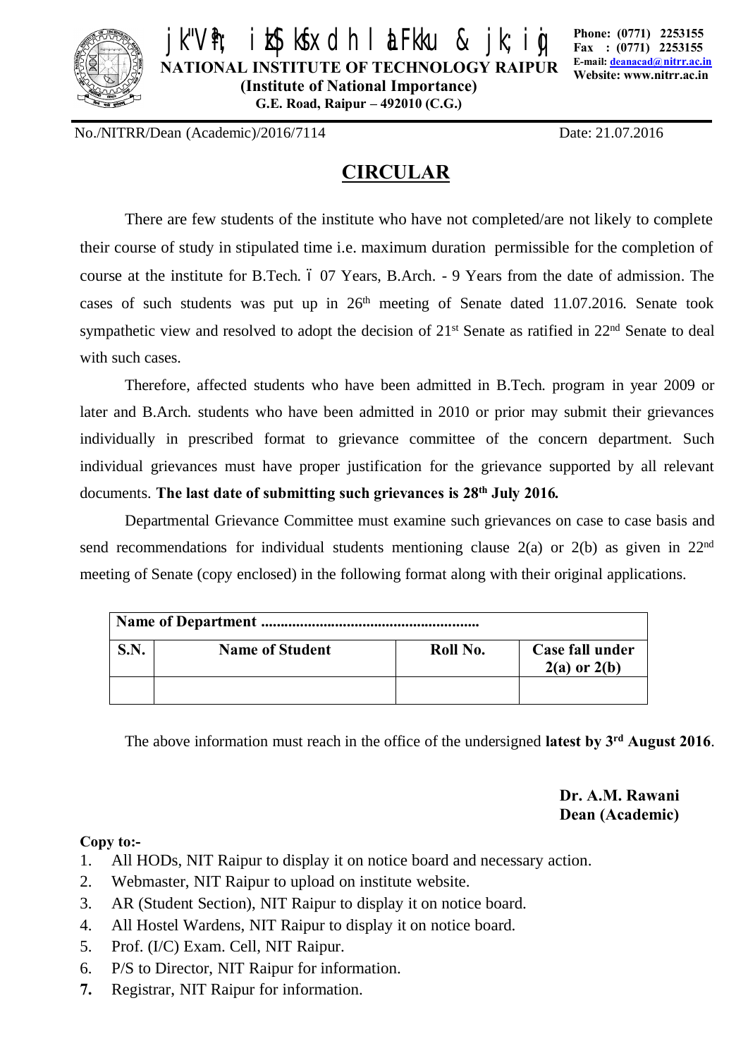jk"Vªh; izkS|ksfxdh laLFkku & jk;iqj

**NATIONAL INSTITUTE OF TECHNOLOGY RAIPUR**
**(Institute of National Importance)**
**G.E. Road, Raipur – 492010 (C.G.)**

**Phone: (0771) 2253155**
**Fax : (0771) 2253155**
**E-mail: deanacad@nitrr.ac.in**
**Website: www.nitrr.ac.in**

No./NITRR/Dean (Academic)/2016/7114 Date: 21.07.2016

# CIRCULAR

There are few students of the institute who have not completed/are not likely to complete their course of study in stipulated time i.e. maximum duration permissible for the completion of course at the institute for B.Tech. – 07 Years, B.Arch. - 9 Years from the date of admission. The cases of such students was put up in 26th meeting of Senate dated 11.07.2016. Senate took sympathetic view and resolved to adopt the decision of 21st Senate as ratified in 22nd Senate to deal with such cases.

Therefore, affected students who have been admitted in B.Tech. program in year 2009 or later and B.Arch. students who have been admitted in 2010 or prior may submit their grievances individually in prescribed format to grievance committee of the concern department. Such individual grievances must have proper justification for the grievance supported by all relevant documents. **The last date of submitting such grievances is 28th July 2016.**

Departmental Grievance Committee must examine such grievances on case to case basis and send recommendations for individual students mentioning clause 2(a) or 2(b) as given in 22nd meeting of Senate (copy enclosed) in the following format along with their original applications.

| **Name of Department .......................................................** | | | |
|---|---|---|---|
| **S.N.** | **Name of Student** | **Roll No.** | **Case fall under 2(a) or 2(b)** |
| | | | |

The above information must reach in the office of the undersigned **latest by 3rd August 2016**.

**Dr. A.M. Rawani**
**Dean (Academic)**

**Copy to:-**

1. All HODs, NIT Raipur to display it on notice board and necessary action.
2. Webmaster, NIT Raipur to upload on institute website.
3. AR (Student Section), NIT Raipur to display it on notice board.
4. All Hostel Wardens, NIT Raipur to display it on notice board.
5. Prof. (I/C) Exam. Cell, NIT Raipur.
6. P/S to Director, NIT Raipur for information.
7. Registrar, NIT Raipur for information.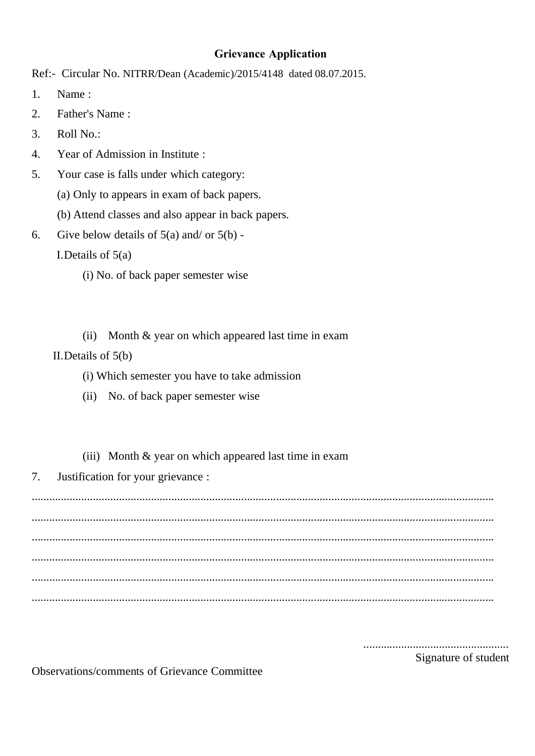# Grievance Application

Ref:- Circular No. NITRR/Dean (Academic)/2015/4148 dated 08.07.2015.

1. Name :
2. Father's Name :
3. Roll No.:
4. Year of Admission in Institute :
5. Your case is falls under which category:

   (a) Only to appears in exam of back papers.

   (b) Attend classes and also appear in back papers.

6. Give below details of 5(a) and/ or 5(b) -

   I. Details of 5(a)

      (i) No. of back paper semester wise

      (ii) Month & year on which appeared last time in exam

   II. Details of 5(b)

      (i) Which semester you have to take admission

      (ii) No. of back paper semester wise

      (iii) Month & year on which appeared last time in exam

7. Justification for your grievance :

.............................................................................................................................................

.............................................................................................................................................

.............................................................................................................................................

.............................................................................................................................................

.............................................................................................................................................

.............................................................................................................................................

.................................................

Signature of student

Observations/comments of Grievance Committee